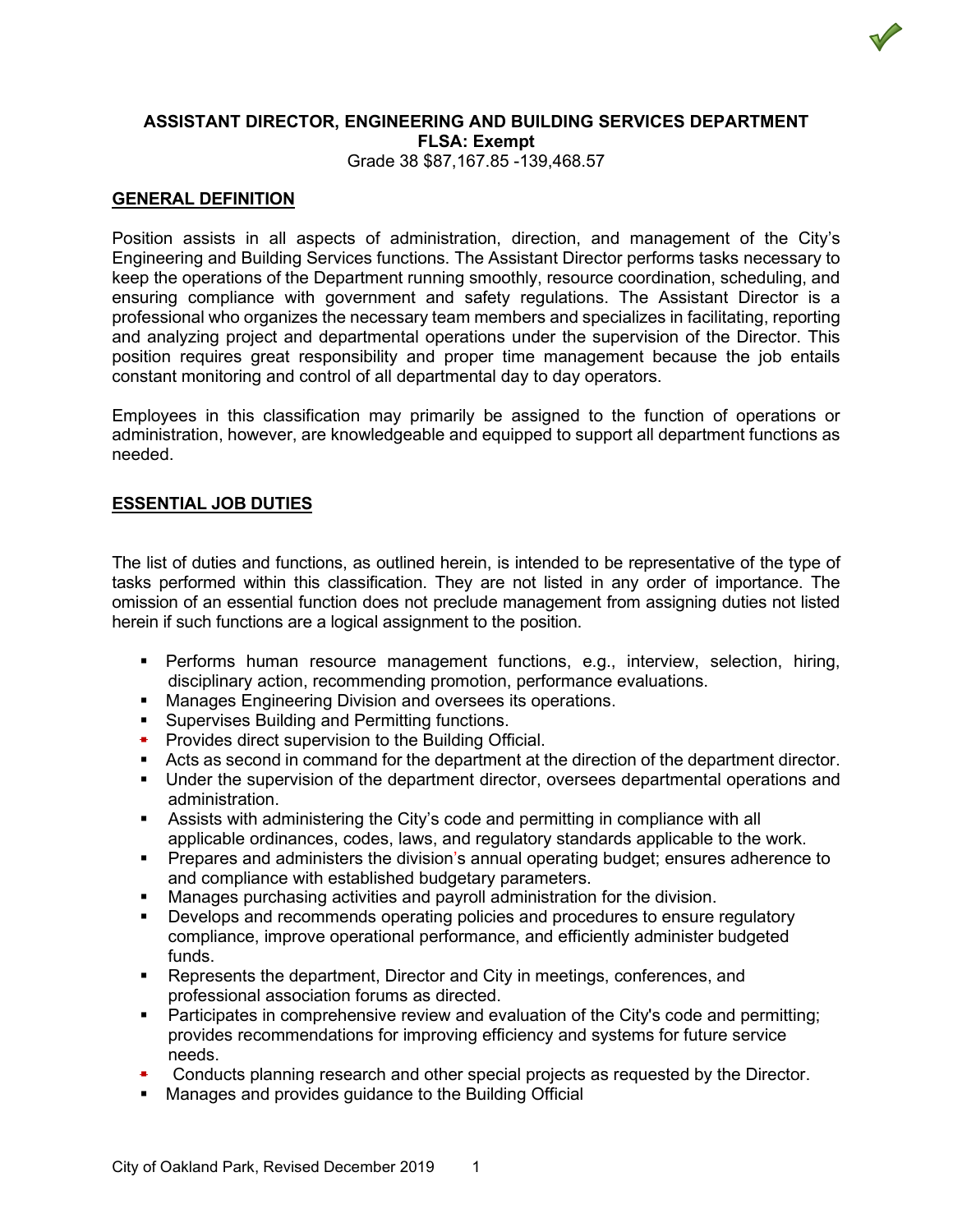**ASSISTANT DIRECTOR, ENGINEERING AND BUILDING SERVICES DEPARTMENT**
**FLSA: Exempt**
Grade 38 $87,167.85 -139,468.57

## GENERAL DEFINITION

Position assists in all aspects of administration, direction, and management of the City's Engineering and Building Services functions. The Assistant Director performs tasks necessary to keep the operations of the Department running smoothly, resource coordination, scheduling, and ensuring compliance with government and safety regulations. The Assistant Director is a professional who organizes the necessary team members and specializes in facilitating, reporting and analyzing project and departmental operations under the supervision of the Director. This position requires great responsibility and proper time management because the job entails constant monitoring and control of all departmental day to day operators.

Employees in this classification may primarily be assigned to the function of operations or administration, however, are knowledgeable and equipped to support all department functions as needed.

## ESSENTIAL JOB DUTIES

The list of duties and functions, as outlined herein, is intended to be representative of the type of tasks performed within this classification. They are not listed in any order of importance. The omission of an essential function does not preclude management from assigning duties not listed herein if such functions are a logical assignment to the position.

- Performs human resource management functions, e.g., interview, selection, hiring, disciplinary action, recommending promotion, performance evaluations.
- Manages Engineering Division and oversees its operations.
- Supervises Building and Permitting functions.
- Provides direct supervision to the Building Official.
- Acts as second in command for the department at the direction of the department director.
- Under the supervision of the department director, oversees departmental operations and administration.
- Assists with administering the City's code and permitting in compliance with all applicable ordinances, codes, laws, and regulatory standards applicable to the work.
- Prepares and administers the division's annual operating budget; ensures adherence to and compliance with established budgetary parameters.
- Manages purchasing activities and payroll administration for the division.
- Develops and recommends operating policies and procedures to ensure regulatory compliance, improve operational performance, and efficiently administer budgeted funds.
- Represents the department, Director and City in meetings, conferences, and professional association forums as directed.
- Participates in comprehensive review and evaluation of the City's code and permitting; provides recommendations for improving efficiency and systems for future service needs.
- Conducts planning research and other special projects as requested by the Director.
- Manages and provides guidance to the Building Official

City of Oakland Park, Revised December 2019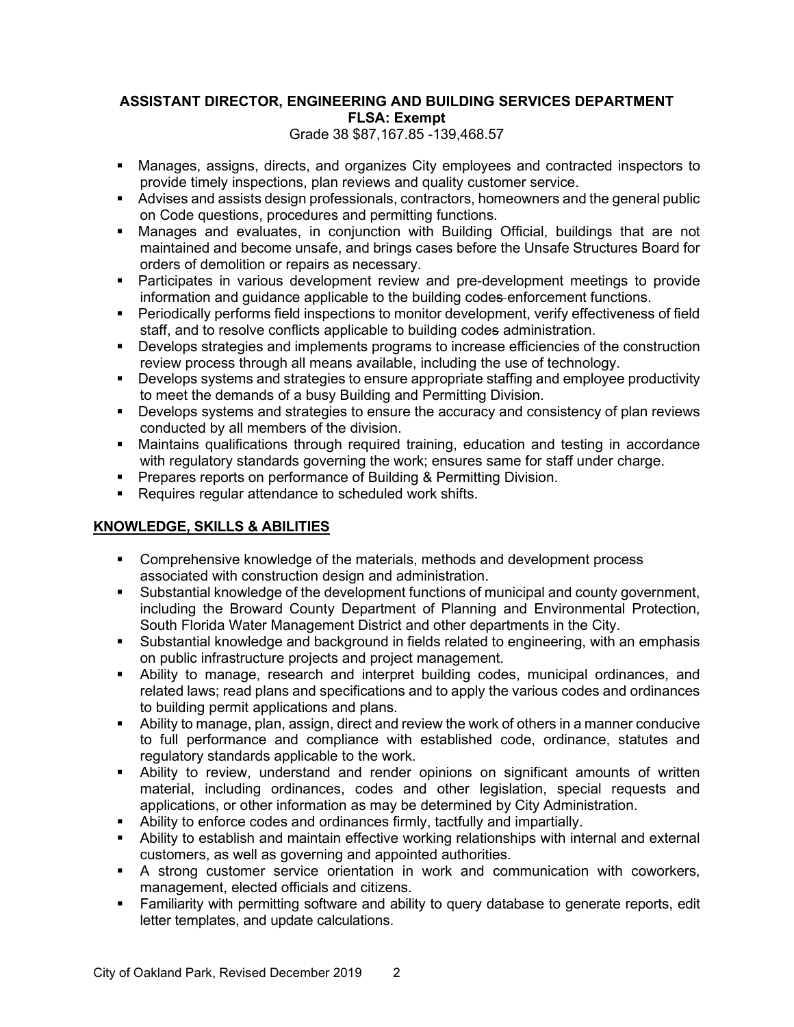**ASSISTANT DIRECTOR, ENGINEERING AND BUILDING SERVICES DEPARTMENT**
**FLSA: Exempt**
Grade 38 $87,167.85 -139,468.57

- Manages, assigns, directs, and organizes City employees and contracted inspectors to provide timely inspections, plan reviews and quality customer service.
- Advises and assists design professionals, contractors, homeowners and the general public on Code questions, procedures and permitting functions.
- Manages and evaluates, in conjunction with Building Official, buildings that are not maintained and become unsafe, and brings cases before the Unsafe Structures Board for orders of demolition or repairs as necessary.
- Participates in various development review and pre-development meetings to provide information and guidance applicable to the building codes enforcement functions.
- Periodically performs field inspections to monitor development, verify effectiveness of field staff, and to resolve conflicts applicable to building codes administration.
- Develops strategies and implements programs to increase efficiencies of the construction review process through all means available, including the use of technology.
- Develops systems and strategies to ensure appropriate staffing and employee productivity to meet the demands of a busy Building and Permitting Division.
- Develops systems and strategies to ensure the accuracy and consistency of plan reviews conducted by all members of the division.
- Maintains qualifications through required training, education and testing in accordance with regulatory standards governing the work; ensures same for staff under charge.
- Prepares reports on performance of Building & Permitting Division.
- Requires regular attendance to scheduled work shifts.

## KNOWLEDGE, SKILLS & ABILITIES

- Comprehensive knowledge of the materials, methods and development process associated with construction design and administration.
- Substantial knowledge of the development functions of municipal and county government, including the Broward County Department of Planning and Environmental Protection, South Florida Water Management District and other departments in the City.
- Substantial knowledge and background in fields related to engineering, with an emphasis on public infrastructure projects and project management.
- Ability to manage, research and interpret building codes, municipal ordinances, and related laws; read plans and specifications and to apply the various codes and ordinances to building permit applications and plans.
- Ability to manage, plan, assign, direct and review the work of others in a manner conducive to full performance and compliance with established code, ordinance, statutes and regulatory standards applicable to the work.
- Ability to review, understand and render opinions on significant amounts of written material, including ordinances, codes and other legislation, special requests and applications, or other information as may be determined by City Administration.
- Ability to enforce codes and ordinances firmly, tactfully and impartially.
- Ability to establish and maintain effective working relationships with internal and external customers, as well as governing and appointed authorities.
- A strong customer service orientation in work and communication with coworkers, management, elected officials and citizens.
- Familiarity with permitting software and ability to query database to generate reports, edit letter templates, and update calculations.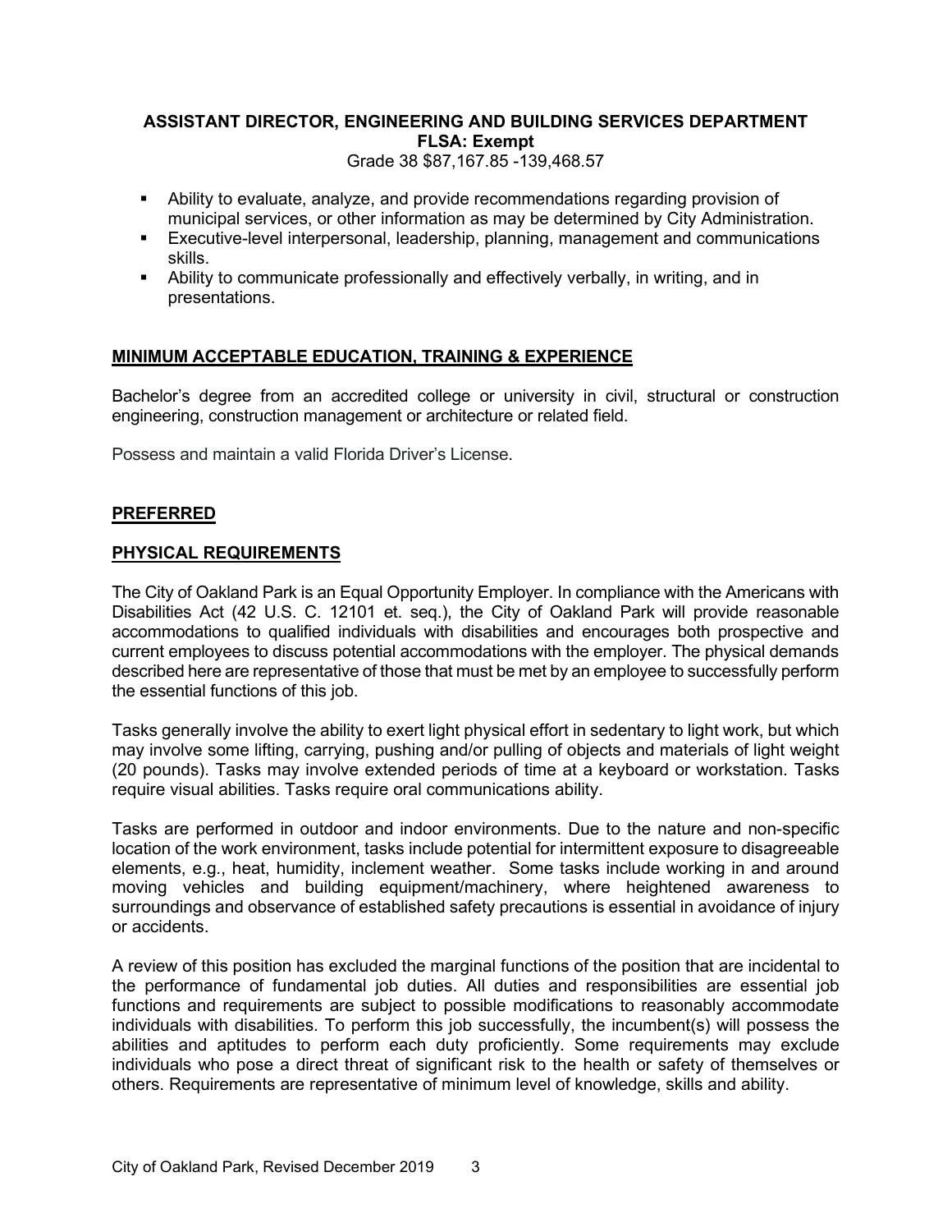**ASSISTANT DIRECTOR, ENGINEERING AND BUILDING SERVICES DEPARTMENT**
**FLSA: Exempt**
Grade 38 $87,167.85 -139,468.57

- Ability to evaluate, analyze, and provide recommendations regarding provision of municipal services, or other information as may be determined by City Administration.
- Executive-level interpersonal, leadership, planning, management and communications skills.
- Ability to communicate professionally and effectively verbally, in writing, and in presentations.

## MINIMUM ACCEPTABLE EDUCATION, TRAINING & EXPERIENCE

Bachelor's degree from an accredited college or university in civil, structural or construction engineering, construction management or architecture or related field.

Possess and maintain a valid Florida Driver's License.

## PREFERRED

## PHYSICAL REQUIREMENTS

The City of Oakland Park is an Equal Opportunity Employer. In compliance with the Americans with Disabilities Act (42 U.S. C. 12101 et. seq.), the City of Oakland Park will provide reasonable accommodations to qualified individuals with disabilities and encourages both prospective and current employees to discuss potential accommodations with the employer. The physical demands described here are representative of those that must be met by an employee to successfully perform the essential functions of this job.

Tasks generally involve the ability to exert light physical effort in sedentary to light work, but which may involve some lifting, carrying, pushing and/or pulling of objects and materials of light weight (20 pounds). Tasks may involve extended periods of time at a keyboard or workstation. Tasks require visual abilities. Tasks require oral communications ability.

Tasks are performed in outdoor and indoor environments. Due to the nature and non-specific location of the work environment, tasks include potential for intermittent exposure to disagreeable elements, e.g., heat, humidity, inclement weather. Some tasks include working in and around moving vehicles and building equipment/machinery, where heightened awareness to surroundings and observance of established safety precautions is essential in avoidance of injury or accidents.

A review of this position has excluded the marginal functions of the position that are incidental to the performance of fundamental job duties. All duties and responsibilities are essential job functions and requirements are subject to possible modifications to reasonably accommodate individuals with disabilities. To perform this job successfully, the incumbent(s) will possess the abilities and aptitudes to perform each duty proficiently. Some requirements may exclude individuals who pose a direct threat of significant risk to the health or safety of themselves or others. Requirements are representative of minimum level of knowledge, skills and ability.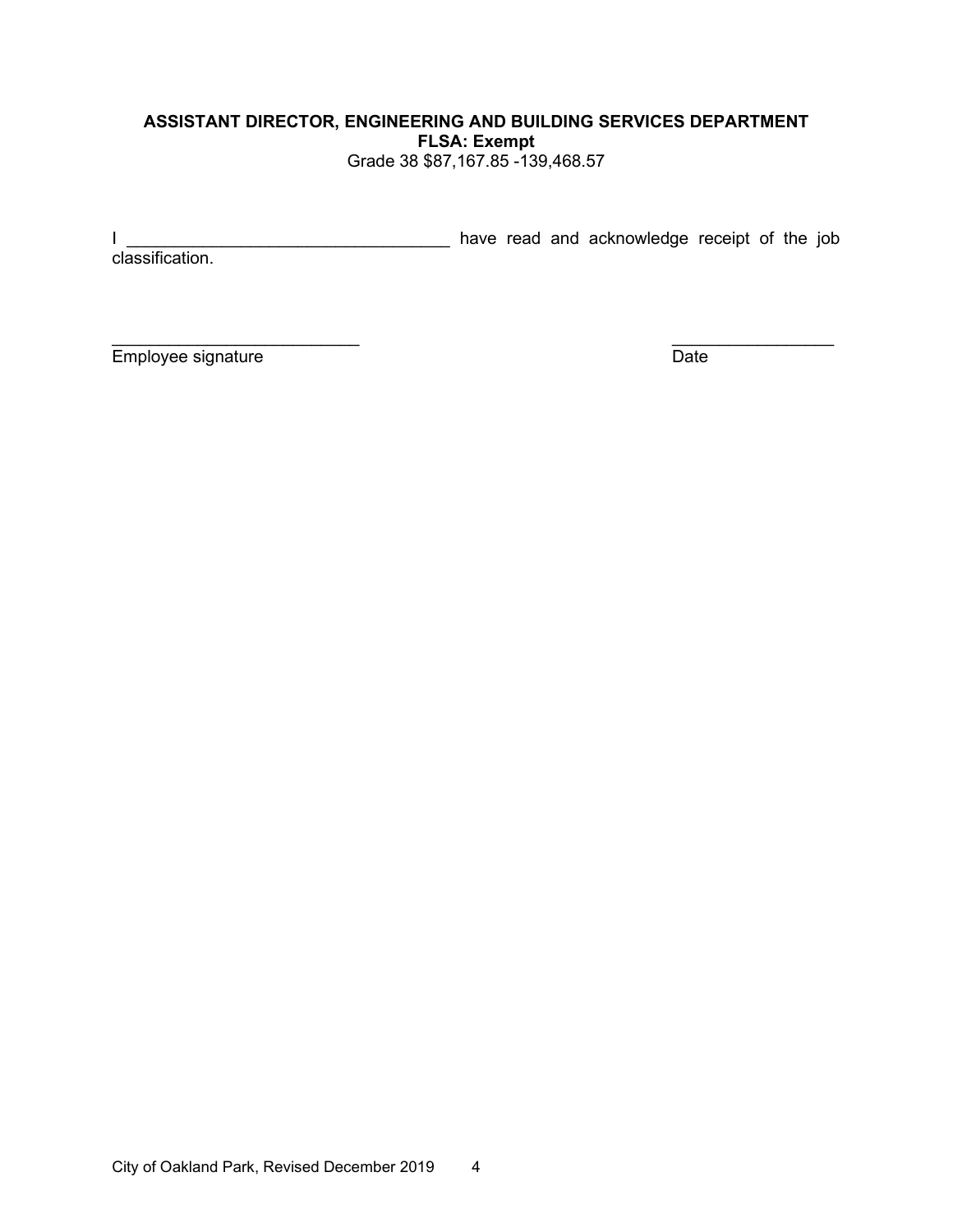**ASSISTANT DIRECTOR, ENGINEERING AND BUILDING SERVICES DEPARTMENT**
**FLSA: Exempt**
Grade 38 $87,167.85 -139,468.57

I __________________________________ have read and acknowledge receipt of the job classification.

__________________________ _________________
Employee signature Date